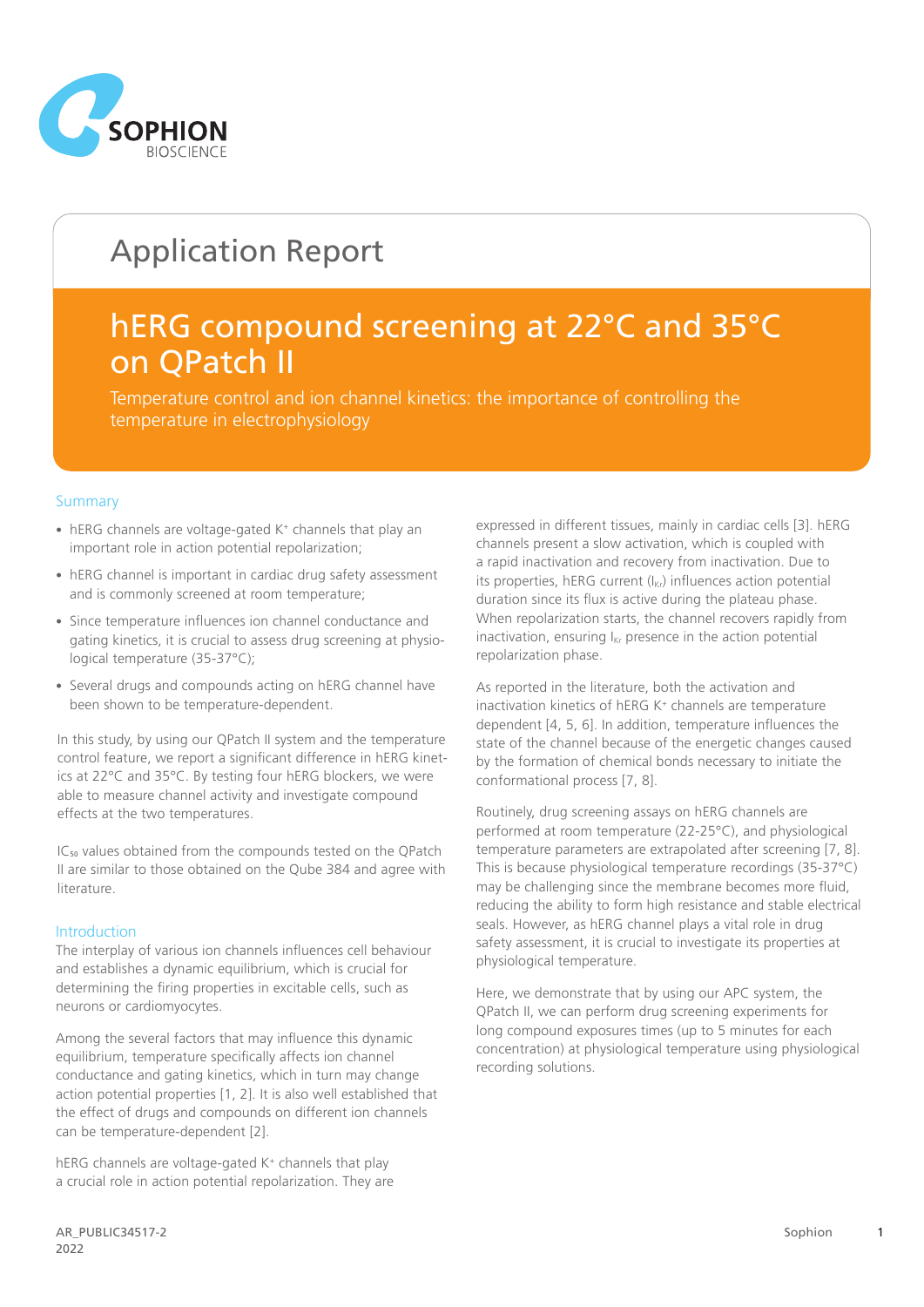# Application Report

## hERG compound screening at 22°C and 35°C on QPatch II

Temperature control and ion channel kinetics: the importance of controlling the temperature in electrophysiology

### Summary

- hERG channels are voltage-gated $K^+$ channels that play an important role in action potential repolarization;
- hERG channel is important in cardiac drug safety assessment and is commonly screened at room temperature;
- Since temperature influences ion channel conductance and gating kinetics, it is crucial to assess drug screening at physiological temperature (35-37°C);
- Several drugs and compounds acting on hERG channel have been shown to be temperature-dependent.

In this study, by using our QPatch II system and the temperature control feature, we report a significant difference in hERG kinetics at 22°C and 35°C. By testing four hERG blockers, we were able to measure channel activity and investigate compound effects at the two temperatures.

$IC_{50}$ values obtained from the compounds tested on the QPatch II are similar to those obtained on the Qube 384 and agree with literature.

### Introduction

The interplay of various ion channels influences cell behaviour and establishes a dynamic equilibrium, which is crucial for determining the firing properties in excitable cells, such as neurons or cardiomyocytes.

Among the several factors that may influence this dynamic equilibrium, temperature specifically affects ion channel conductance and gating kinetics, which in turn may change action potential properties [1, 2]. It is also well established that the effect of drugs and compounds on different ion channels can be temperature-dependent [2].

hERG channels are voltage-gated $K^+$ channels that play a crucial role in action potential repolarization. They are expressed in different tissues, mainly in cardiac cells [3]. hERG channels present a slow activation, which is coupled with a rapid inactivation and recovery from inactivation. Due to its properties, hERG current ($I_{Kr}$) influences action potential duration since its flux is active during the plateau phase. When repolarization starts, the channel recovers rapidly from inactivation, ensuring $I_{Kr}$ presence in the action potential repolarization phase.

As reported in the literature, both the activation and inactivation kinetics of hERG $K^+$ channels are temperature dependent [4, 5, 6]. In addition, temperature influences the state of the channel because of the energetic changes caused by the formation of chemical bonds necessary to initiate the conformational process [7, 8].

Routinely, drug screening assays on hERG channels are performed at room temperature (22-25°C), and physiological temperature parameters are extrapolated after screening [7, 8]. This is because physiological temperature recordings (35-37°C) may be challenging since the membrane becomes more fluid, reducing the ability to form high resistance and stable electrical seals. However, as hERG channel plays a vital role in drug safety assessment, it is crucial to investigate its properties at physiological temperature.

Here, we demonstrate that by using our APC system, the QPatch II, we can perform drug screening experiments for long compound exposures times (up to 5 minutes for each concentration) at physiological temperature using physiological recording solutions.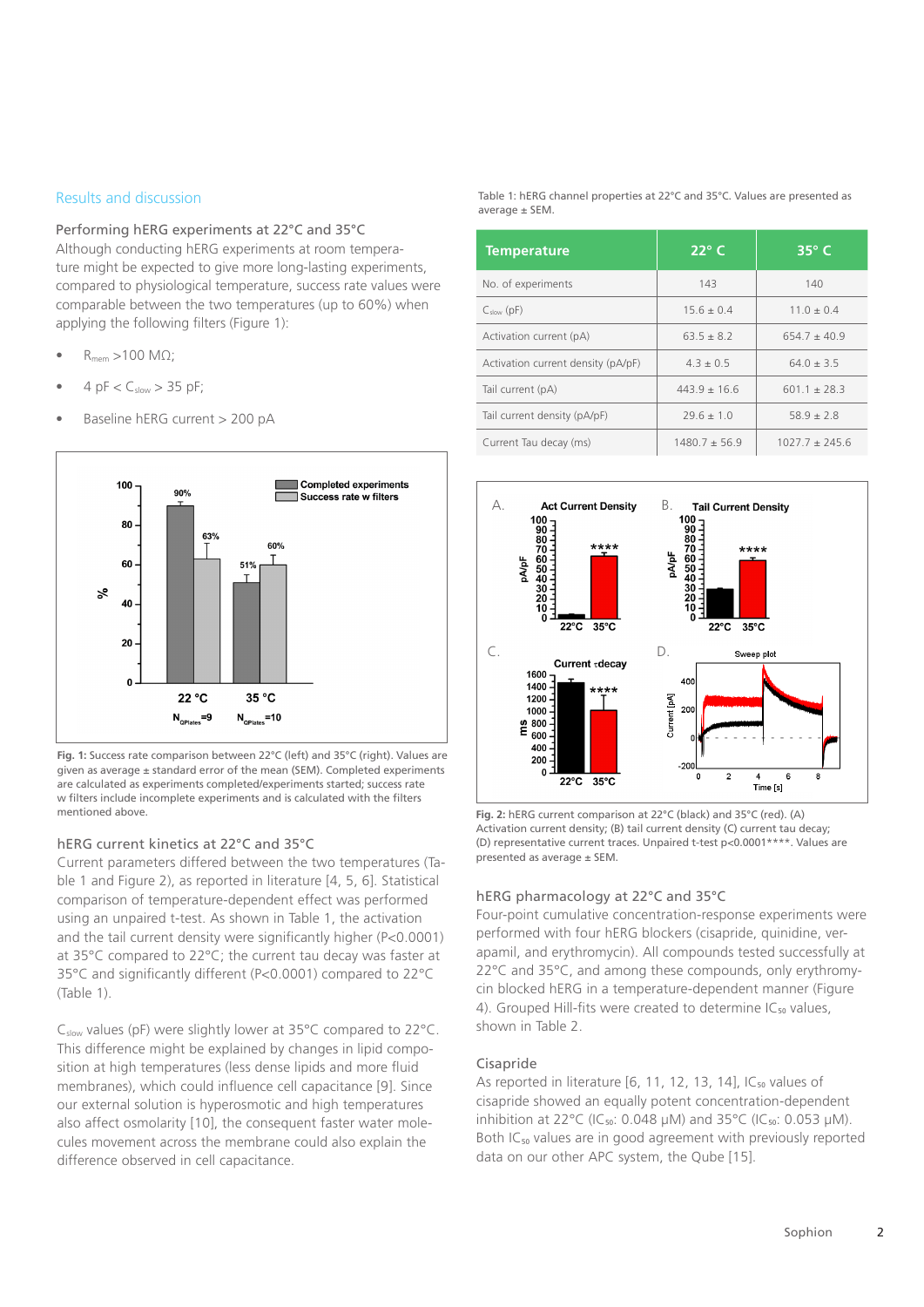## Results and discussion

### Performing hERG experiments at 22°C and 35°C

Although conducting hERG experiments at room temperature might be expected to give more long-lasting experiments, compared to physiological temperature, success rate values were comparable between the two temperatures (up to 60%) when applying the following filters (Figure 1):

- $R_{mem}$ >100 MΩ;
- 4 pF < $C_{slow}$ > 35 pF;
- Baseline hERG current > 200 pA

Fig. 1: Success rate comparison between 22°C (left) and 35°C (right). Values are given as average ± standard error of the mean (SEM). Completed experiments are calculated as experiments completed/experiments started; success rate w filters include incomplete experiments and is calculated with the filters mentioned above.

### hERG current kinetics at 22°C and 35°C

Current parameters differed between the two temperatures (Table 1 and Figure 2), as reported in literature [4, 5, 6]. Statistical comparison of temperature-dependent effect was performed using an unpaired t-test. As shown in Table 1, the activation and the tail current density were significantly higher (P<0.0001) at 35°C compared to 22°C; the current tau decay was faster at 35°C and significantly different (P<0.0001) compared to 22°C (Table 1).

$C_{slow}$ values (pF) were slightly lower at 35°C compared to 22°C. This difference might be explained by changes in lipid composition at high temperatures (less dense lipids and more fluid membranes), which could influence cell capacitance [9]. Since our external solution is hyperosmotic and high temperatures also affect osmolarity [10], the consequent faster water molecules movement across the membrane could also explain the difference observed in cell capacitance.

Table 1: hERG channel properties at 22°C and 35°C. Values are presented as average ± SEM.

| Temperature | 22° C | 35° C |
|---|---|---|
| No. of experiments | 143 | 140 |
| $C_{slow}$ (pF) | 15.6 ± 0.4 | 11.0 ± 0.4 |
| Activation current (pA) | 63.5 ± 8.2 | 654.7 ± 40.9 |
| Activation current density (pA/pF) | 4.3 ± 0.5 | 64.0 ± 3.5 |
| Tail current (pA) | 443.9 ± 16.6 | 601.1 ± 28.3 |
| Tail current density (pA/pF) | 29.6 ± 1.0 | 58.9 ± 2.8 |
| Current Tau decay (ms) | 1480.7 ± 56.9 | 1027.7 ± 245.6 |

Fig. 2: hERG current comparison at 22°C (black) and 35°C (red). (A) Activation current density; (B) tail current density (C) current tau decay; (D) representative current traces. Unpaired t-test p<0.0001****. Values are presented as average ± SEM.

### hERG pharmacology at 22°C and 35°C

Four-point cumulative concentration-response experiments were performed with four hERG blockers (cisapride, quinidine, verapamil, and erythromycin). All compounds tested successfully at 22°C and 35°C, and among these compounds, only erythromycin blocked hERG in a temperature-dependent manner (Figure 4). Grouped Hill-fits were created to determine $IC_{50}$ values, shown in Table 2.

### Cisapride

As reported in literature [6, 11, 12, 13, 14], $IC_{50}$ values of cisapride showed an equally potent concentration-dependent inhibition at 22°C ($IC_{50}$: 0.048 µM) and 35°C ($IC_{50}$: 0.053 µM). Both $IC_{50}$ values are in good agreement with previously reported data on our other APC system, the Qube [15].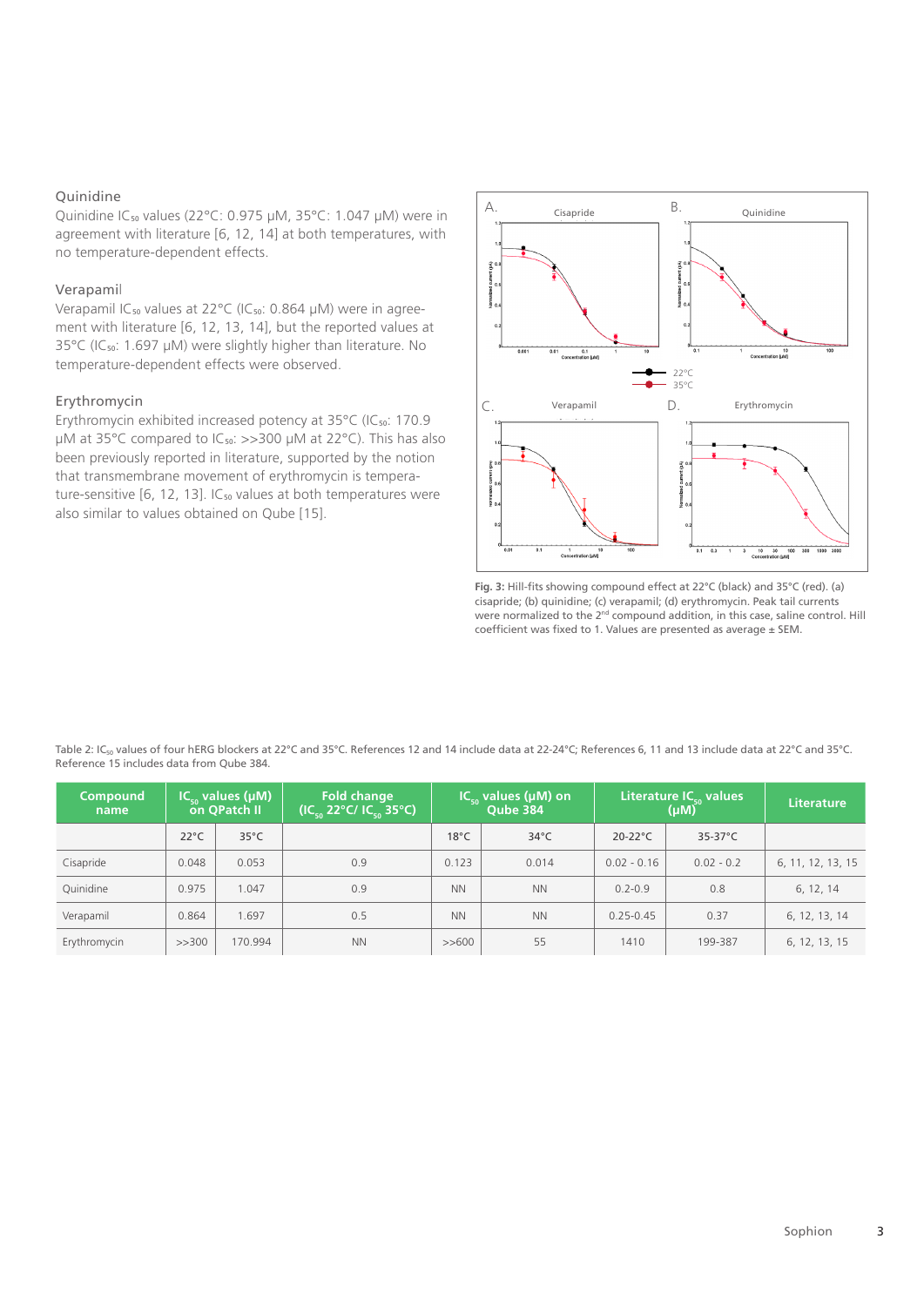### Quinidine

Quinidine $IC_{50}$ values (22°C: 0.975 µM, 35°C: 1.047 µM) were in agreement with literature [6, 12, 14] at both temperatures, with no temperature-dependent effects.

### Verapamil

Verapamil $IC_{50}$ values at 22°C ($IC_{50}$: 0.864 µM) were in agreement with literature [6, 12, 13, 14], but the reported values at 35°C ($IC_{50}$: 1.697 µM) were slightly higher than literature. No temperature-dependent effects were observed.

### Erythromycin

Erythromycin exhibited increased potency at 35°C ($IC_{50}$: 170.9 µM at 35°C compared to $IC_{50}$: >>300 µM at 22°C). This has also been previously reported in literature, supported by the notion that transmembrane movement of erythromycin is temperature-sensitive [6, 12, 13]. $IC_{50}$ values at both temperatures were also similar to values obtained on Qube [15].

**Fig. 3:** Hill-fits showing compound effect at 22°C (black) and 35°C (red). (a) cisapride; (b) quinidine; (c) verapamil; (d) erythromycin. Peak tail currents were normalized to the 2nd compound addition, in this case, saline control. Hill coefficient was fixed to 1. Values are presented as average ± SEM.

Table 2: $IC_{50}$ values of four hERG blockers at 22°C and 35°C. References 12 and 14 include data at 22-24°C; References 6, 11 and 13 include data at 22°C and 35°C. Reference 15 includes data from Qube 384.

| Compound name | $IC_{50}$ values (µM) on QPatch II | | Fold change ($IC_{50}$ 22°C/ $IC_{50}$ 35°C) | $IC_{50}$ values (µM) on Qube 384 | | Literature $IC_{50}$ values (µM) | | Literature |
|---|---|---|---|---|---|---|---|---|
| | 22°C | 35°C | | 18°C | 34°C | 20-22°C | 35-37°C | |
| Cisapride | 0.048 | 0.053 | 0.9 | 0.123 | 0.014 | 0.02 - 0.16 | 0.02 - 0.2 | 6, 11, 12, 13, 15 |
| Quinidine | 0.975 | 1.047 | 0.9 | NN | NN | 0.2-0.9 | 0.8 | 6, 12, 14 |
| Verapamil | 0.864 | 1.697 | 0.5 | NN | NN | 0.25-0.45 | 0.37 | 6, 12, 13, 14 |
| Erythromycin | >>300 | 170.994 | NN | >>600 | 55 | 1410 | 199-387 | 6, 12, 13, 15 |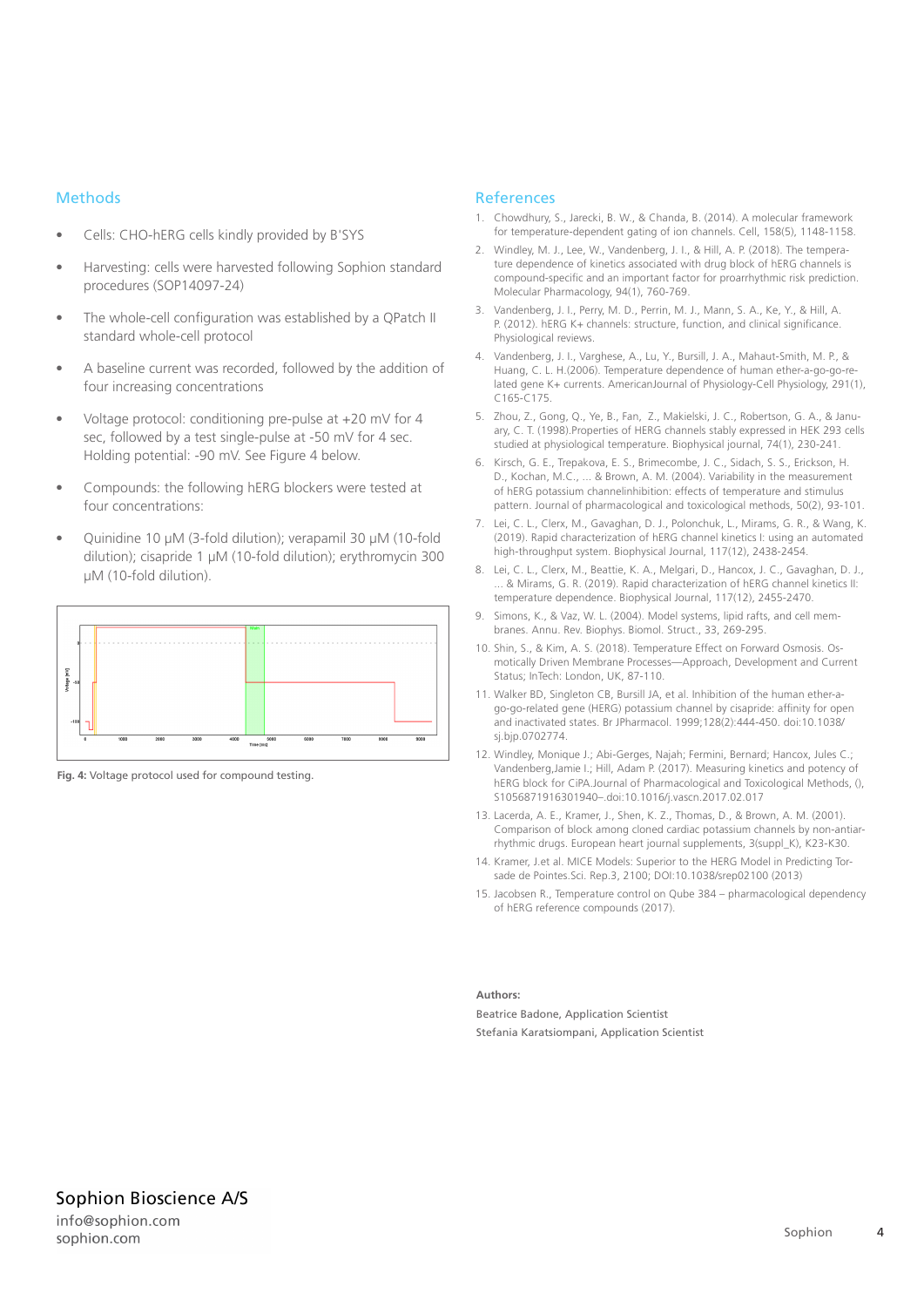## Methods

- Cells: CHO-hERG cells kindly provided by B'SYS
- Harvesting: cells were harvested following Sophion standard procedures (SOP14097-24)
- The whole-cell configuration was established by a QPatch II standard whole-cell protocol
- A baseline current was recorded, followed by the addition of four increasing concentrations
- Voltage protocol: conditioning pre-pulse at +20 mV for 4 sec, followed by a test single-pulse at -50 mV for 4 sec. Holding potential: -90 mV. See Figure 4 below.
- Compounds: the following hERG blockers were tested at four concentrations:
- Quinidine 10 µM (3-fold dilution); verapamil 30 µM (10-fold dilution); cisapride 1 µM (10-fold dilution); erythromycin 300 µM (10-fold dilution).

Main

Voltage [mV]

0

-50

-100

0 1000 2000 3000 4000 5000 6000 7000 8000 9000

Time [ms]

**Fig. 4:** Voltage protocol used for compound testing.

## References

1. Chowdhury, S., Jarecki, B. W., & Chanda, B. (2014). A molecular framework for temperature-dependent gating of ion channels. Cell, 158(5), 1148-1158.
2. Windley, M. J., Lee, W., Vandenberg, J. I., & Hill, A. P. (2018). The temperature dependence of kinetics associated with drug block of hERG channels is compound-specific and an important factor for proarrhythmic risk prediction. Molecular Pharmacology, 94(1), 760-769.
3. Vandenberg, J. I., Perry, M. D., Perrin, M. J., Mann, S. A., Ke, Y., & Hill, A. P. (2012). hERG K+ channels: structure, function, and clinical significance. Physiological reviews.
4. Vandenberg, J. I., Varghese, A., Lu, Y., Bursill, J. A., Mahaut-Smith, M. P., & Huang, C. L. H.(2006). Temperature dependence of human ether-a-go-go-related gene K+ currents. AmericanJournal of Physiology-Cell Physiology, 291(1), C165-C175.
5. Zhou, Z., Gong, Q., Ye, B., Fan, Z., Makielski, J. C., Robertson, G. A., & January, C. T. (1998).Properties of HERG channels stably expressed in HEK 293 cells studied at physiological temperature. Biophysical journal, 74(1), 230-241.
6. Kirsch, G. E., Trepakova, E. S., Brimecombe, J. C., Sidach, S. S., Erickson, H. D., Kochan, M.C., ... & Brown, A. M. (2004). Variability in the measurement of hERG potassium channelinhibition: effects of temperature and stimulus pattern. Journal of pharmacological and toxicological methods, 50(2), 93-101.
7. Lei, C. L., Clerx, M., Gavaghan, D. J., Polonchuk, L., Mirams, G. R., & Wang, K. (2019). Rapid characterization of hERG channel kinetics I: using an automated high-throughput system. Biophysical Journal, 117(12), 2438-2454.
8. Lei, C. L., Clerx, M., Beattie, K. A., Melgari, D., Hancox, J. C., Gavaghan, D. J., ... & Mirams, G. R. (2019). Rapid characterization of hERG channel kinetics II: temperature dependence. Biophysical Journal, 117(12), 2455-2470.
9. Simons, K., & Vaz, W. L. (2004). Model systems, lipid rafts, and cell membranes. Annu. Rev. Biophys. Biomol. Struct., 33, 269-295.
10. Shin, S., & Kim, A. S. (2018). Temperature Effect on Forward Osmosis. Osmotically Driven Membrane Processes—Approach, Development and Current Status; InTech: London, UK, 87-110.
11. Walker BD, Singleton CB, Bursill JA, et al. Inhibition of the human ether-a-go-go-related gene (HERG) potassium channel by cisapride: affinity for open and inactivated states. Br JPharmacol. 1999;128(2):444-450. doi:10.1038/sj.bjp.0702774.
12. Windley, Monique J.; Abi-Gerges, Najah; Fermini, Bernard; Hancox, Jules C.; Vandenberg,Jamie I.; Hill, Adam P. (2017). Measuring kinetics and potency of hERG block for CiPA.Journal of Pharmacological and Toxicological Methods, (), S1056871916301940–.doi:10.1016/j.vascn.2017.02.017
13. Lacerda, A. E., Kramer, J., Shen, K. Z., Thomas, D., & Brown, A. M. (2001). Comparison of block among cloned cardiac potassium channels by non-antiarrhythmic drugs. European heart journal supplements, 3(suppl_K), K23-K30.
14. Kramer, J.et al. MICE Models: Superior to the HERG Model in Predicting Torsade de Pointes.Sci. Rep.3, 2100; DOI:10.1038/srep02100 (2013)
15. Jacobsen R., Temperature control on Qube 384 – pharmacological dependency of hERG reference compounds (2017).

**Authors:**

Beatrice Badone, Application Scientist

Stefania Karatsiompani, Application Scientist

Sophion Bioscience A/S

info@sophion.com

sophion.com